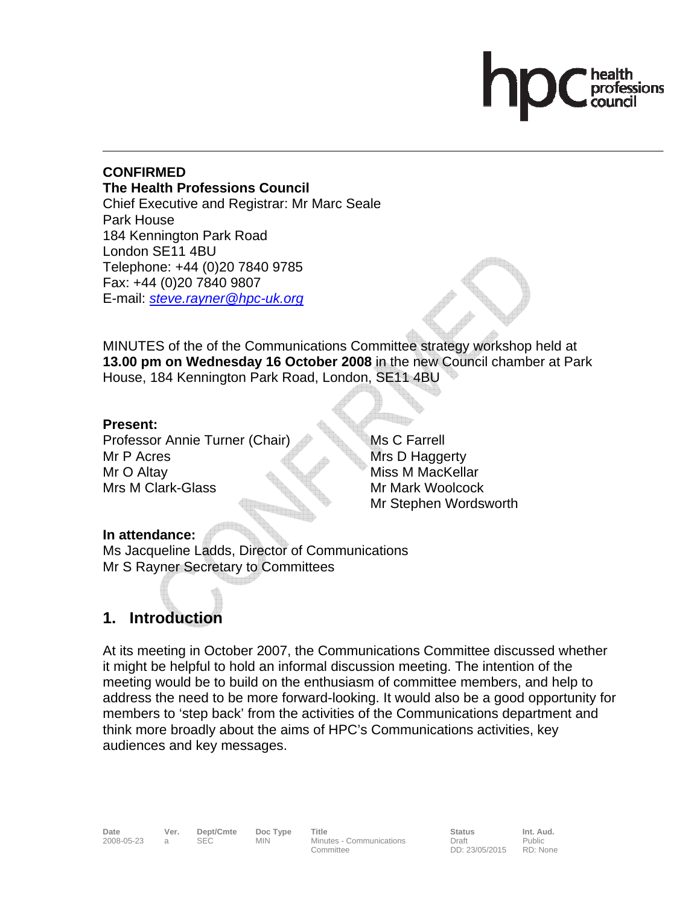**CONFIRMED**
**The Health Professions Council**
Chief Executive and Registrar: Mr Marc Seale
Park House
184 Kennington Park Road
London SE11 4BU
Telephone: +44 (0)20 7840 9785
Fax: +44 (0)20 7840 9807
E-mail: *steve.rayner@hpc-uk.org*

MINUTES of the of the Communications Committee strategy workshop held at **13.00 pm on Wednesday 16 October 2008** in the new Council chamber at Park House, 184 Kennington Park Road, London, SE11 4BU

**Present:**
Professor Annie Turner (Chair)
Mr P Acres
Mr O Altay
Mrs M Clark-Glass
Ms C Farrell
Mrs D Haggerty
Miss M MacKellar
Mr Mark Woolcock
Mr Stephen Wordsworth

**In attendance:**
Ms Jacqueline Ladds, Director of Communications
Mr S Rayner Secretary to Committees

## 1. Introduction

At its meeting in October 2007, the Communications Committee discussed whether it might be helpful to hold an informal discussion meeting. The intention of the meeting would be to build on the enthusiasm of committee members, and help to address the need to be more forward-looking. It would also be a good opportunity for members to 'step back' from the activities of the Communications department and think more broadly about the aims of HPC's Communications activities, key audiences and key messages.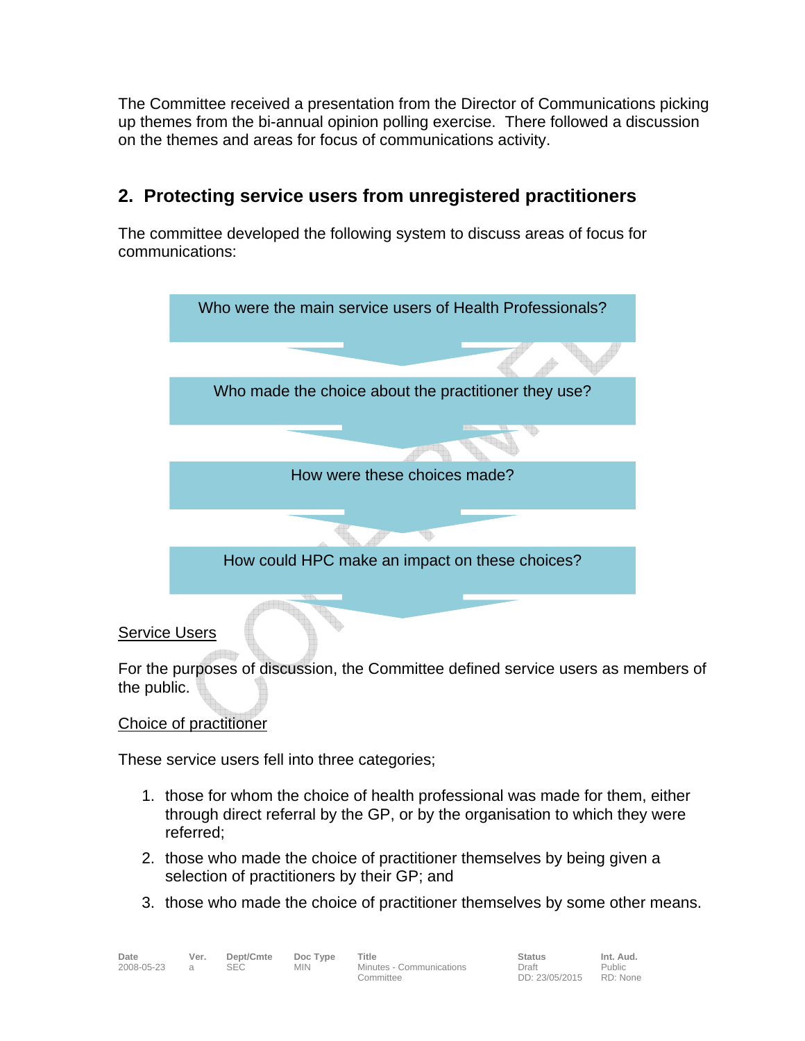The Committee received a presentation from the Director of Communications picking up themes from the bi-annual opinion polling exercise. There followed a discussion on the themes and areas for focus of communications activity.

## 2. Protecting service users from unregistered practitioners

The committee developed the following system to discuss areas of focus for communications:

Who were the main service users of Health Professionals?

↓

Who made the choice about the practitioner they use?

↓

How were these choices made?

↓

How could HPC make an impact on these choices?

↓

Service Users

For the purposes of discussion, the Committee defined service users as members of the public.

Choice of practitioner

These service users fell into three categories;

1. those for whom the choice of health professional was made for them, either through direct referral by the GP, or by the organisation to which they were referred;
2. those who made the choice of practitioner themselves by being given a selection of practitioners by their GP; and
3. those who made the choice of practitioner themselves by some other means.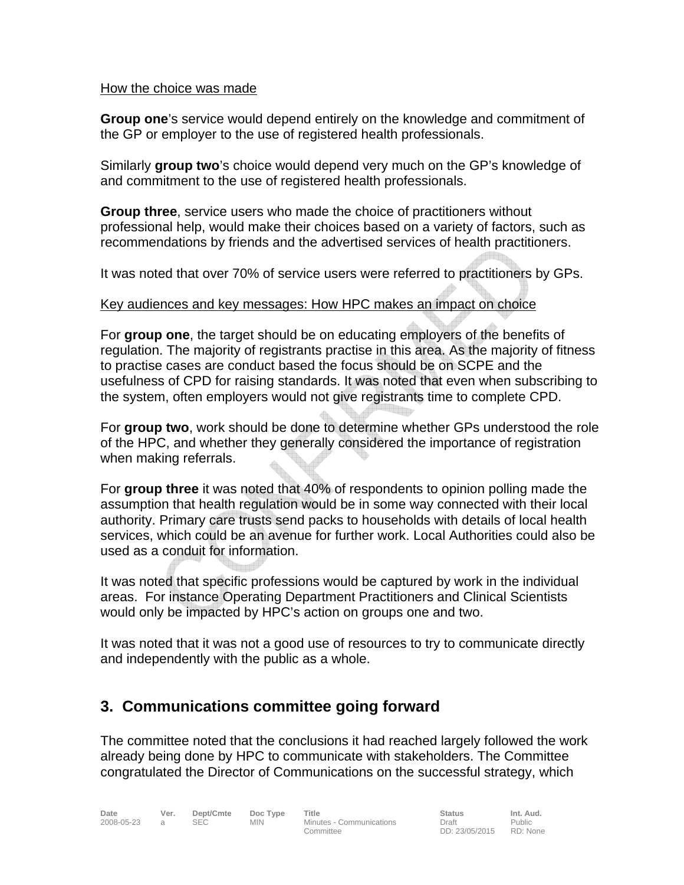How the choice was made

**Group one**'s service would depend entirely on the knowledge and commitment of the GP or employer to the use of registered health professionals.

Similarly **group two**'s choice would depend very much on the GP's knowledge of and commitment to the use of registered health professionals.

**Group three**, service users who made the choice of practitioners without professional help, would make their choices based on a variety of factors, such as recommendations by friends and the advertised services of health practitioners.

It was noted that over 70% of service users were referred to practitioners by GPs.

Key audiences and key messages: How HPC makes an impact on choice

For **group one**, the target should be on educating employers of the benefits of regulation. The majority of registrants practise in this area. As the majority of fitness to practise cases are conduct based the focus should be on SCPE and the usefulness of CPD for raising standards. It was noted that even when subscribing to the system, often employers would not give registrants time to complete CPD.

For **group two**, work should be done to determine whether GPs understood the role of the HPC, and whether they generally considered the importance of registration when making referrals.

For **group three** it was noted that 40% of respondents to opinion polling made the assumption that health regulation would be in some way connected with their local authority. Primary care trusts send packs to households with details of local health services, which could be an avenue for further work. Local Authorities could also be used as a conduit for information.

It was noted that specific professions would be captured by work in the individual areas. For instance Operating Department Practitioners and Clinical Scientists would only be impacted by HPC's action on groups one and two.

It was noted that it was not a good use of resources to try to communicate directly and independently with the public as a whole.

## 3. Communications committee going forward

The committee noted that the conclusions it had reached largely followed the work already being done by HPC to communicate with stakeholders. The Committee congratulated the Director of Communications on the successful strategy, which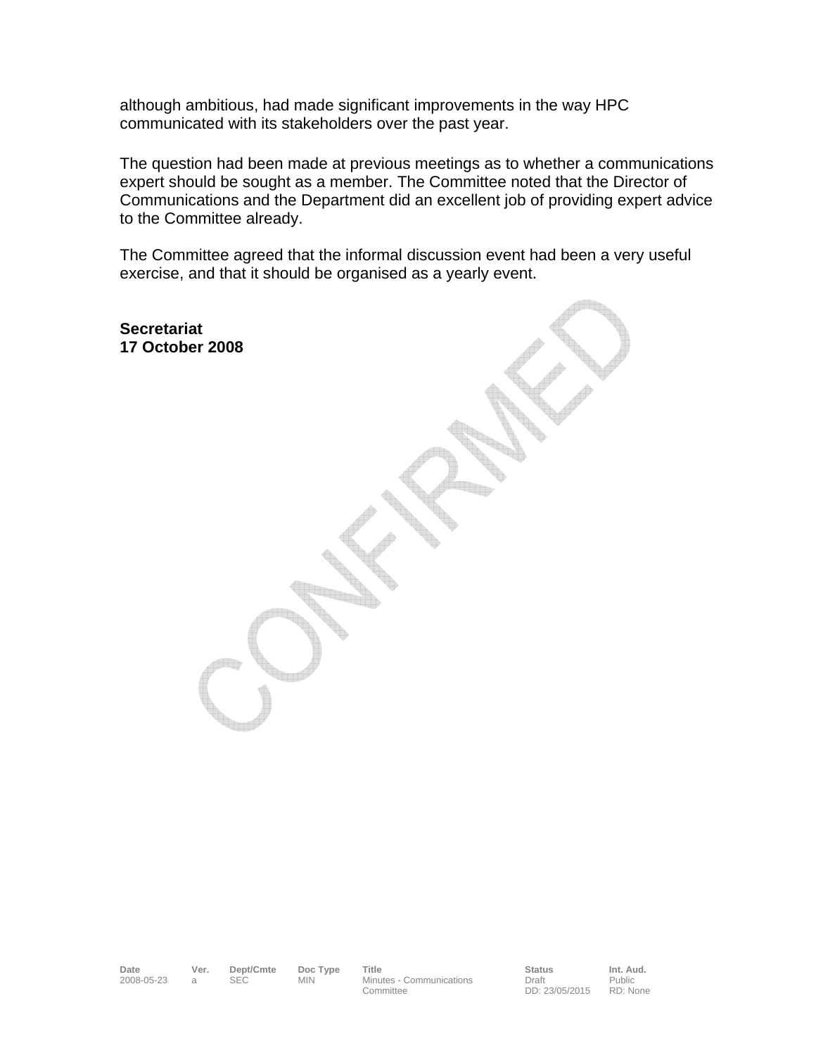although ambitious, had made significant improvements in the way HPC communicated with its stakeholders over the past year.

The question had been made at previous meetings as to whether a communications expert should be sought as a member. The Committee noted that the Director of Communications and the Department did an excellent job of providing expert advice to the Committee already.

The Committee agreed that the informal discussion event had been a very useful exercise, and that it should be organised as a yearly event.

**Secretariat**
**17 October 2008**